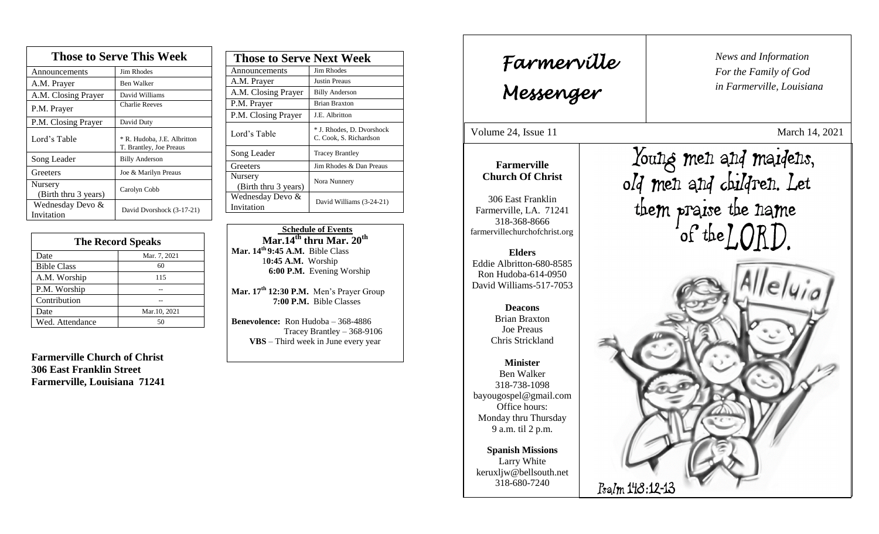# Those to Serve This Week

| Those to Serve This Week | |
|---|---|
| Announcements | Jim Rhodes |
| A.M. Prayer | Ben Walker |
| A.M. Closing Prayer | David Williams |
| P.M. Prayer | Charlie Reeves |
| P.M. Closing Prayer | David Duty |
| Lord's Table | * R. Hudoba, J.E. Albritton T. Brantley, Joe Preaus |
| Song Leader | Billy Anderson |
| Greeters | Joe & Marilyn Preaus |
| Nursery (Birth thru 3 years) | Carolyn Cobb |
| Wednesday Devo & Invitation | David Dvorshock (3-17-21) |

| The Record Speaks | |
|---|---|
| Date | Mar. 7, 2021 |
| Bible Class | 60 |
| A.M. Worship | 115 |
| P.M. Worship | -- |
| Contribution | -- |
| Date | Mar.10, 2021 |
| Wed. Attendance | 50 |

**Farmerville Church of Christ**
**306 East Franklin Street**
**Farmerville, Louisiana 71241**

| Those to Serve Next Week | |
|---|---|
| Announcements | Jim Rhodes |
| A.M. Prayer | Justin Preaus |
| A.M. Closing Prayer | Billy Anderson |
| P.M. Prayer | Brian Braxton |
| P.M. Closing Prayer | J.E. Albritton |
| Lord's Table | * J. Rhodes, D. Dvorshock C. Cook, S. Richardson |
| Song Leader | Tracey Brantley |
| Greeters | Jim Rhodes & Dan Preaus |
| Nursery (Birth thru 3 years) | Nora Nunnery |
| Wednesday Devo & Invitation | David Williams (3-24-21) |

**Schedule of Events**
**Mar.14th thru Mar. 20th**

**Mar. 14th 9:45 A.M.** Bible Class
**10:45 A.M.** Worship
**6:00 P.M.** Evening Worship

**Mar. 17th 12:30 P.M.** Men's Prayer Group
**7:00 P.M.** Bible Classes

**Benevolence:** Ron Hudoba – 368-4886
Tracey Brantley – 368-9106
**VBS** – Third week in June every year

# Farmerville Messenger

*News and Information For the Family of God in Farmerville, Louisiana*

Volume 24, Issue 11 — March 14, 2021

**Farmerville Church Of Christ**

306 East Franklin
Farmerville, LA. 71241
318-368-8666
farmervillechurchofchrist.org

**Elders**
Eddie Albritton-680-8585
Ron Hudoba-614-0950
David Williams-517-7053

**Deacons**
Brian Braxton
Joe Preaus
Chris Strickland

**Minister**
Ben Walker
318-738-1098
bayougospel@gmail.com
Office hours:
Monday thru Thursday
9 a.m. til 2 p.m.

**Spanish Missions**
Larry White
keruxljw@bellsouth.net
318-680-7240

Young men and maidens, old men and children. Let them praise the name of the LORD.

Alleluia

Psalm 148:12-13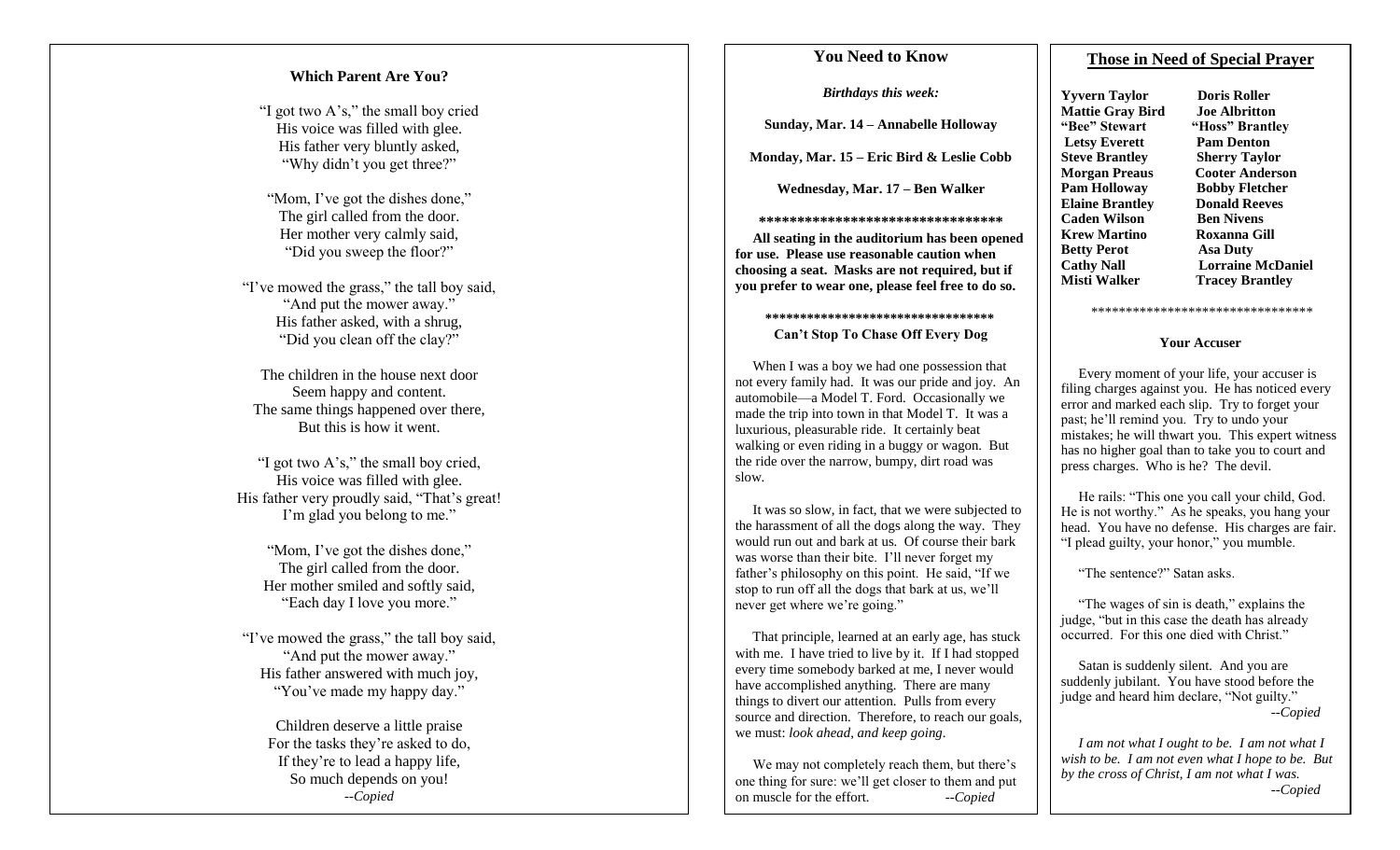## Which Parent Are You?

"I got two A's," the small boy cried
His voice was filled with glee.
His father very bluntly asked,
"Why didn't you get three?"

"Mom, I've got the dishes done,"
The girl called from the door.
Her mother very calmly said,
"Did you sweep the floor?"

"I've mowed the grass," the tall boy said,
"And put the mower away."
His father asked, with a shrug,
"Did you clean off the clay?"

The children in the house next door
Seem happy and content.
The same things happened over there,
But this is how it went.

"I got two A's," the small boy cried,
His voice was filled with glee.
His father very proudly said, "That's great!
I'm glad you belong to me."

"Mom, I've got the dishes done,"
The girl called from the door.
Her mother smiled and softly said,
"Each day I love you more."

"I've mowed the grass," the tall boy said,
"And put the mower away."
His father answered with much joy,
"You've made my happy day."

Children deserve a little praise
For the tasks they're asked to do,
If they're to lead a happy life,
So much depends on you!

*--Copied*

## You Need to Know

***Birthdays this week:***

**Sunday, Mar. 14 – Annabelle Holloway**

**Monday, Mar. 15 – Eric Bird & Leslie Cobb**

**Wednesday, Mar. 17 – Ben Walker**

**\*\*\*\*\*\*\*\*\*\*\*\*\*\*\*\*\*\*\*\*\*\*\*\*\*\*\*\*\*\*\*\*\*\***

**All seating in the auditorium has been opened for use. Please use reasonable caution when choosing a seat. Masks are not required, but if you prefer to wear one, please feel free to do so.**

**\*\*\*\*\*\*\*\*\*\*\*\*\*\*\*\*\*\*\*\*\*\*\*\*\*\*\*\*\*\*\*\*\*\***

### Can't Stop To Chase Off Every Dog

When I was a boy we had one possession that not every family had. It was our pride and joy. An automobile—a Model T. Ford. Occasionally we made the trip into town in that Model T. It was a luxurious, pleasurable ride. It certainly beat walking or even riding in a buggy or wagon. But the ride over the narrow, bumpy, dirt road was slow.

It was so slow, in fact, that we were subjected to the harassment of all the dogs along the way. They would run out and bark at us. Of course their bark was worse than their bite. I'll never forget my father's philosophy on this point. He said, "If we stop to run off all the dogs that bark at us, we'll never get where we're going."

That principle, learned at an early age, has stuck with me. I have tried to live by it. If I had stopped every time somebody barked at me, I never would have accomplished anything. There are many things to divert our attention. Pulls from every source and direction. Therefore, to reach our goals, we must: *look ahead, and keep going*.

We may not completely reach them, but there's one thing for sure: we'll get closer to them and put on muscle for the effort. *--Copied*

## Those in Need of Special Prayer

| | |
|---|---|
| **Yyvern Taylor** | **Doris Roller** |
| **Mattie Gray Bird** | **Joe Albritton** |
| **"Bee" Stewart** | **"Hoss" Brantley** |
| **Letsy Everett** | **Pam Denton** |
| **Steve Brantley** | **Sherry Taylor** |
| **Morgan Preaus** | **Cooter Anderson** |
| **Pam Holloway** | **Bobby Fletcher** |
| **Elaine Brantley** | **Donald Reeves** |
| **Caden Wilson** | **Ben Nivens** |
| **Krew Martino** | **Roxanna Gill** |
| **Betty Perot** | **Asa Duty** |
| **Cathy Nall** | **Lorraine McDaniel** |
| **Misti Walker** | **Tracey Brantley** |

\*\*\*\*\*\*\*\*\*\*\*\*\*\*\*\*\*\*\*\*\*\*\*\*\*\*\*\*\*\*\*\*\*

### Your Accuser

Every moment of your life, your accuser is filing charges against you. He has noticed every error and marked each slip. Try to forget your past; he'll remind you. Try to undo your mistakes; he will thwart you. This expert witness has no higher goal than to take you to court and press charges. Who is he? The devil.

He rails: "This one you call your child, God. He is not worthy." As he speaks, you hang your head. You have no defense. His charges are fair. "I plead guilty, your honor," you mumble.

"The sentence?" Satan asks.

"The wages of sin is death," explains the judge, "but in this case the death has already occurred. For this one died with Christ."

Satan is suddenly silent. And you are suddenly jubilant. You have stood before the judge and heard him declare, "Not guilty."

*--Copied*

*I am not what I ought to be. I am not what I wish to be. I am not even what I hope to be. But by the cross of Christ, I am not what I was.*

*--Copied*